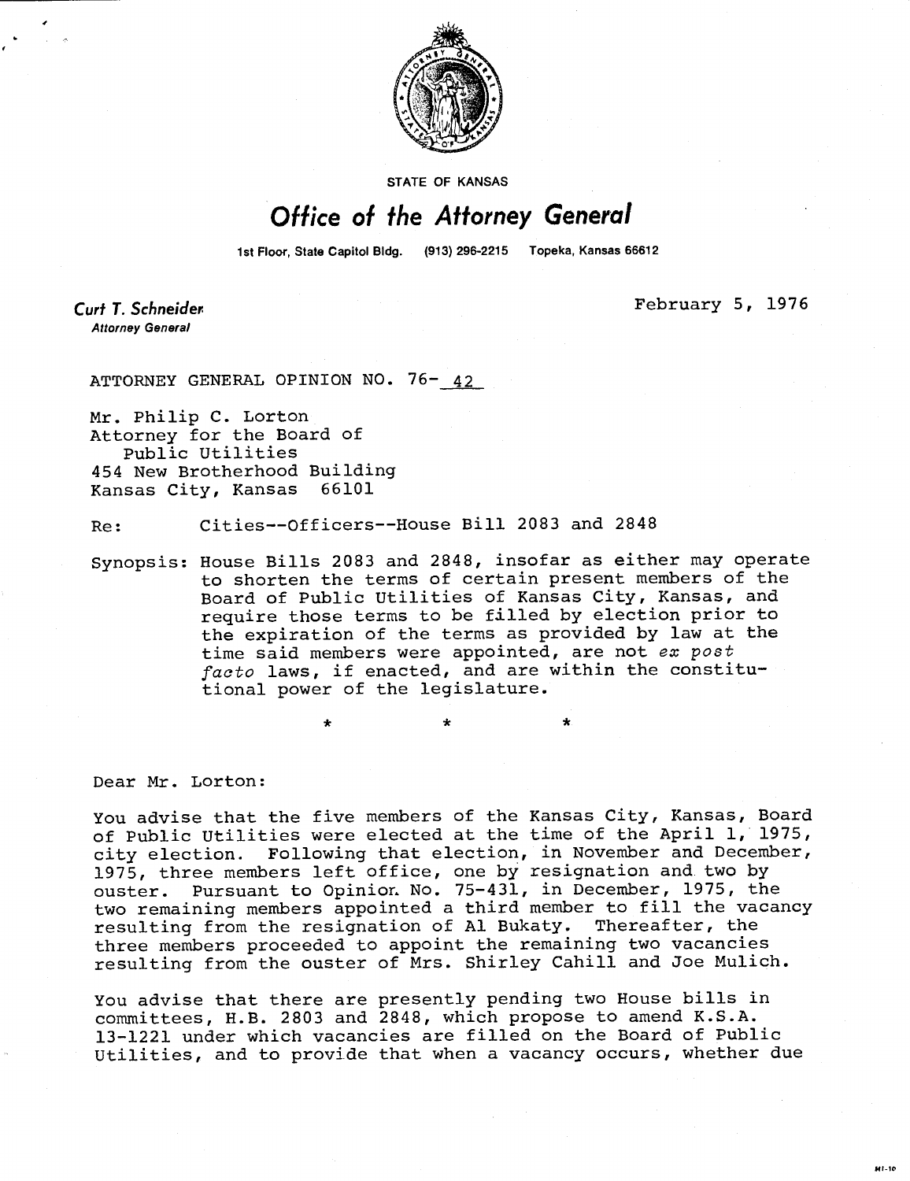STATE OF KANSAS

# Office of the Attorney General

1st Floor, State Capitol Bldg. (913) 296-2215 Topeka, Kansas 66612

**Curt T. Schneider**
*Attorney General*

February 5, 1976

ATTORNEY GENERAL OPINION NO. 76- 42

Mr. Philip C. Lorton
Attorney for the Board of
Public Utilities
454 New Brotherhood Building
Kansas City, Kansas 66101

Re: Cities--Officers--House Bill 2083 and 2848

Synopsis: House Bills 2083 and 2848, insofar as either may operate to shorten the terms of certain present members of the Board of Public Utilities of Kansas City, Kansas, and require those terms to be filled by election prior to the expiration of the terms as provided by law at the time said members were appointed, are not *ex post facto* laws, if enacted, and are within the constitutional power of the legislature.

\* \* \*

Dear Mr. Lorton:

You advise that the five members of the Kansas City, Kansas, Board of Public Utilities were elected at the time of the April 1, 1975, city election. Following that election, in November and December, 1975, three members left office, one by resignation and two by ouster. Pursuant to Opinion No. 75-431, in December, 1975, the two remaining members appointed a third member to fill the vacancy resulting from the resignation of Al Bukaty. Thereafter, the three members proceeded to appoint the remaining two vacancies resulting from the ouster of Mrs. Shirley Cahill and Joe Mulich.

You advise that there are presently pending two House bills in committees, H.B. 2803 and 2848, which propose to amend K.S.A. 13-1221 under which vacancies are filled on the Board of Public Utilities, and to provide that when a vacancy occurs, whether due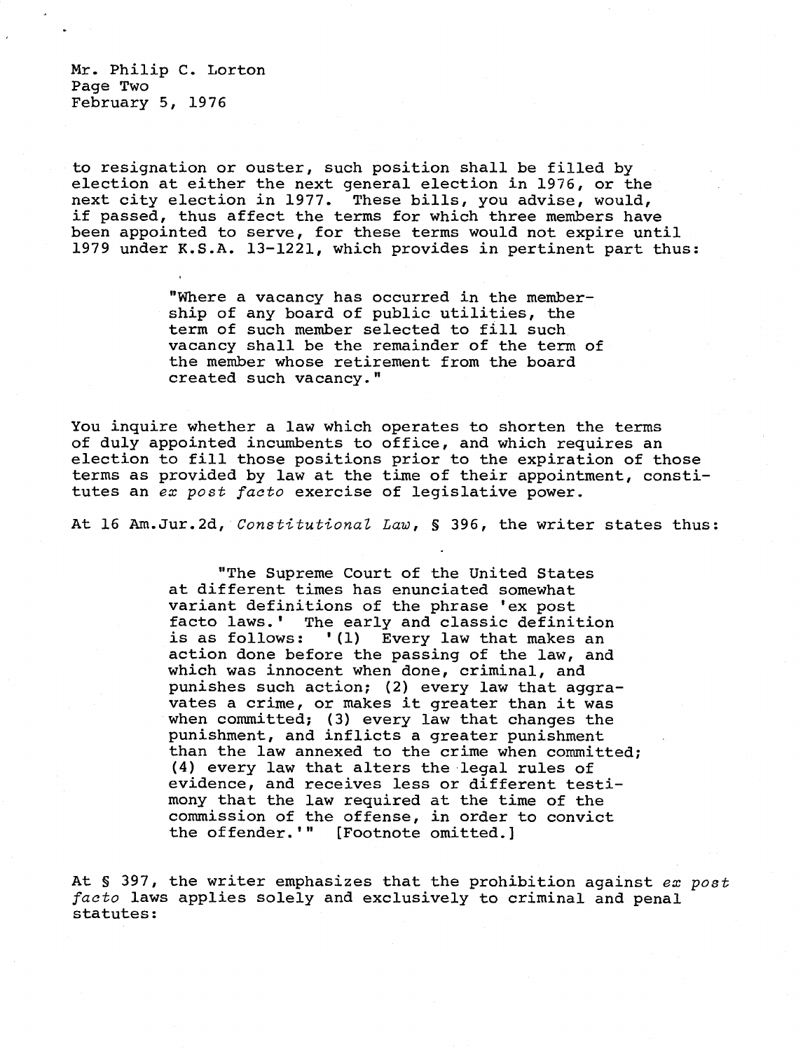to resignation or ouster, such position shall be filled by election at either the next general election in 1976, or the next city election in 1977. These bills, you advise, would, if passed, thus affect the terms for which three members have been appointed to serve, for these terms would not expire until 1979 under K.S.A. 13-1221, which provides in pertinent part thus:

> "Where a vacancy has occurred in the membership of any board of public utilities, the term of such member selected to fill such vacancy shall be the remainder of the term of the member whose retirement from the board created such vacancy."

You inquire whether a law which operates to shorten the terms of duly appointed incumbents to office, and which requires an election to fill those positions prior to the expiration of those terms as provided by law at the time of their appointment, constitutes an *ex post facto* exercise of legislative power.

At 16 Am.Jur.2d, *Constitutional Law*, § 396, the writer states thus:

> "The Supreme Court of the United States at different times has enunciated somewhat variant definitions of the phrase 'ex post facto laws.' The early and classic definition is as follows: '(1) Every law that makes an action done before the passing of the law, and which was innocent when done, criminal, and punishes such action; (2) every law that aggravates a crime, or makes it greater than it was when committed; (3) every law that changes the punishment, and inflicts a greater punishment than the law annexed to the crime when committed; (4) every law that alters the legal rules of evidence, and receives less or different testimony that the law required at the time of the commission of the offense, in order to convict the offender.'" [Footnote omitted.]

At § 397, the writer emphasizes that the prohibition against *ex post facto* laws applies solely and exclusively to criminal and penal statutes: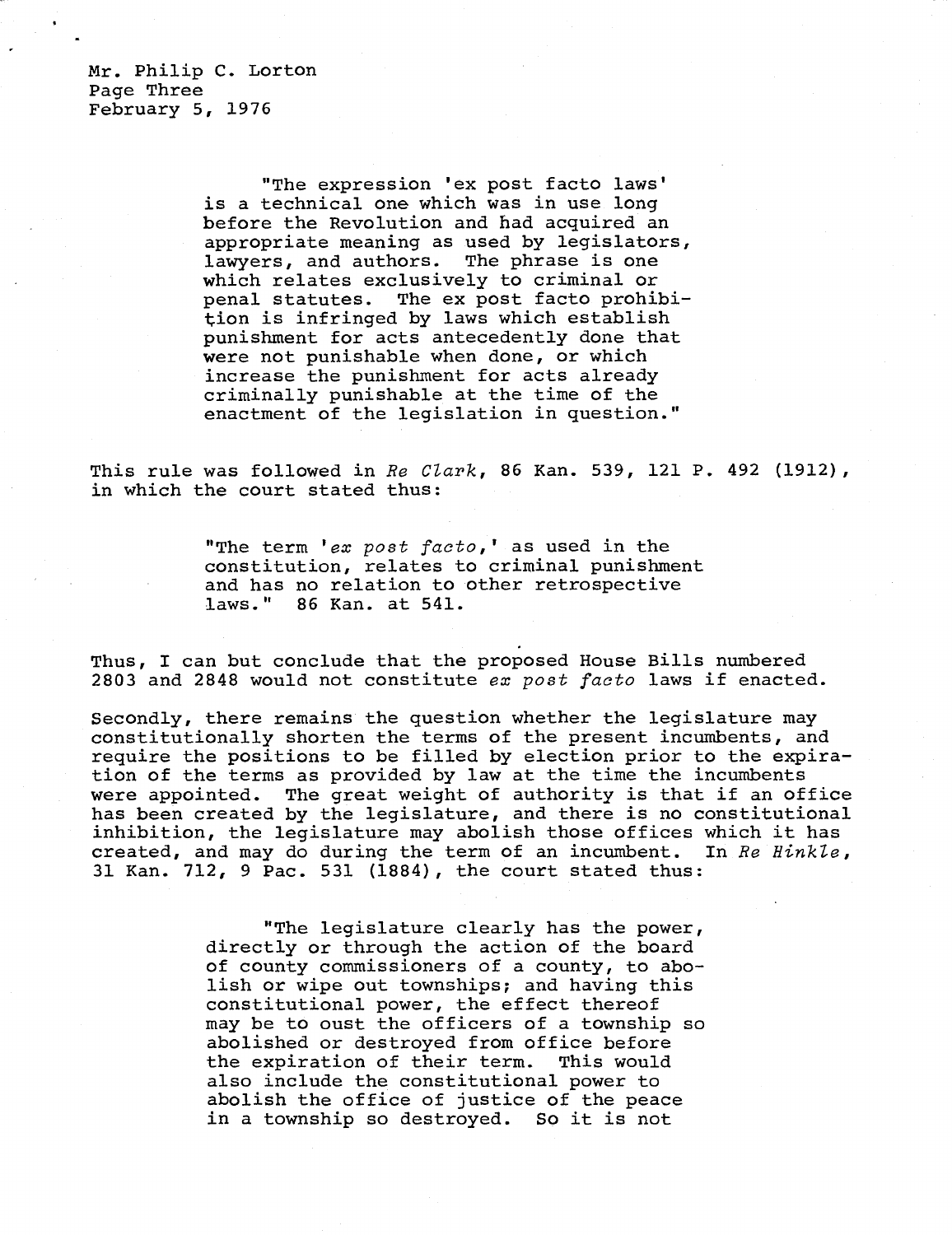Mr. Philip C. Lorton
Page Three
February 5, 1976

> "The expression 'ex post facto laws' is a technical one which was in use long before the Revolution and had acquired an appropriate meaning as used by legislators, lawyers, and authors. The phrase is one which relates exclusively to criminal or penal statutes. The ex post facto prohibition is infringed by laws which establish punishment for acts antecedently done that were not punishable when done, or which increase the punishment for acts already criminally punishable at the time of the enactment of the legislation in question."

This rule was followed in *Re Clark*, 86 Kan. 539, 121 P. 492 (1912), in which the court stated thus:

> "The term '*ex post facto*,' as used in the constitution, relates to criminal punishment and has no relation to other retrospective laws." 86 Kan. at 541.

Thus, I can but conclude that the proposed House Bills numbered 2803 and 2848 would not constitute *ex post facto* laws if enacted.

Secondly, there remains the question whether the legislature may constitutionally shorten the terms of the present incumbents, and require the positions to be filled by election prior to the expiration of the terms as provided by law at the time the incumbents were appointed. The great weight of authority is that if an office has been created by the legislature, and there is no constitutional inhibition, the legislature may abolish those offices which it has created, and may do during the term of an incumbent. In *Re Hinkle*, 31 Kan. 712, 9 Pac. 531 (1884), the court stated thus:

> "The legislature clearly has the power, directly or through the action of the board of county commissioners of a county, to abolish or wipe out townships; and having this constitutional power, the effect thereof may be to oust the officers of a township so abolished or destroyed from office before the expiration of their term. This would also include the constitutional power to abolish the office of justice of the peace in a township so destroyed. So it is not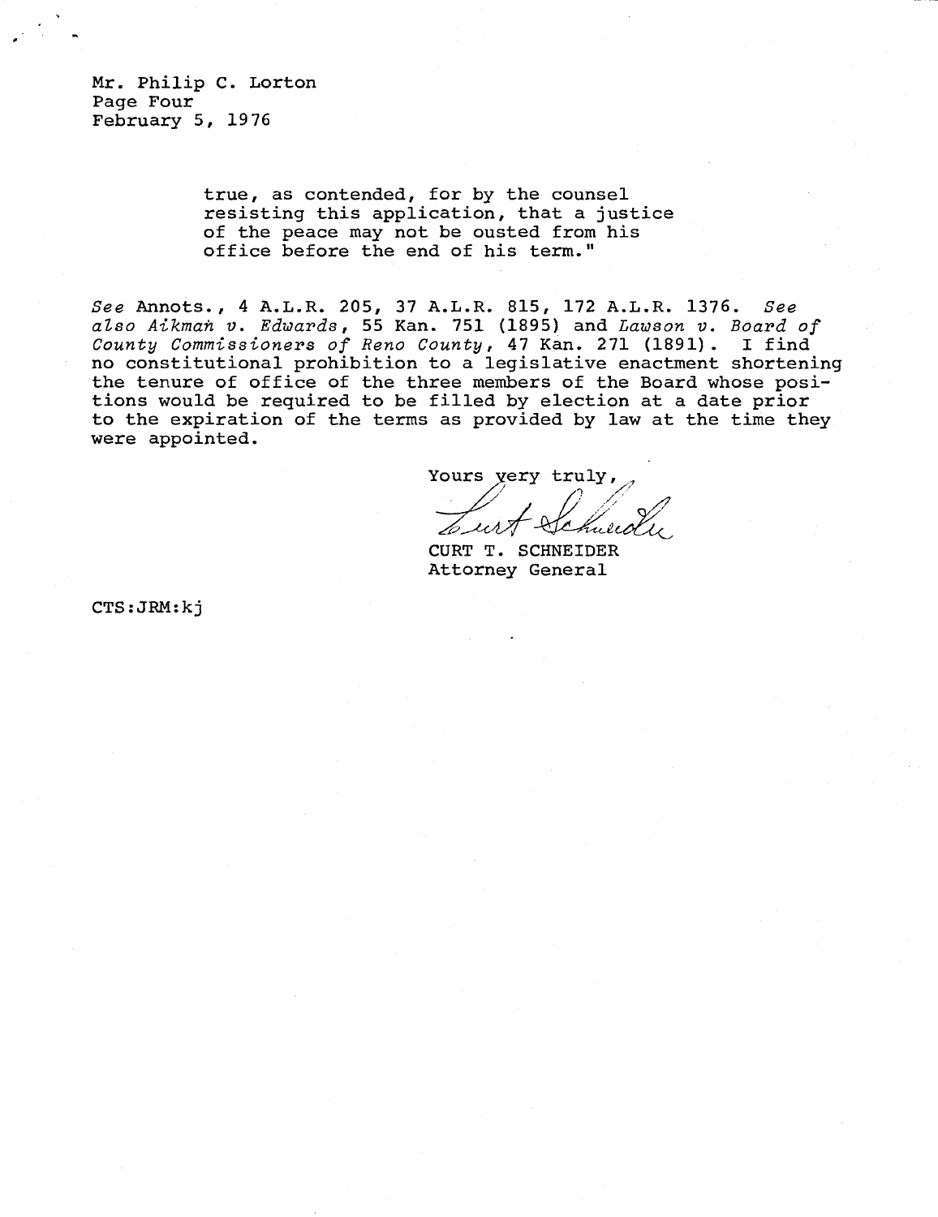Mr. Philip C. Lorton
Page Four
February 5, 1976

> true, as contended, for by the counsel resisting this application, that a justice of the peace may not be ousted from his office before the end of his term."

*See* Annots., 4 A.L.R. 205, 37 A.L.R. 815, 172 A.L.R. 1376. *See also Aikman v. Edwards*, 55 Kan. 751 (1895) and *Lawson v. Board of County Commissioners of Reno County*, 47 Kan. 271 (1891). I find no constitutional prohibition to a legislative enactment shortening the tenure of office of the three members of the Board whose positions would be required to be filled by election at a date prior to the expiration of the terms as provided by law at the time they were appointed.

Yours very truly,

Curt Schneider

CURT T. SCHNEIDER
Attorney General

CTS:JRM:kj